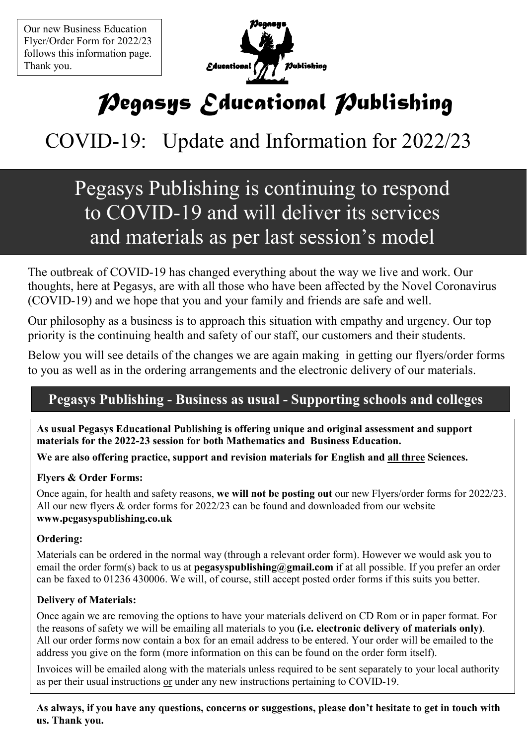Our new Business Education Flyer/Order Form for 2022/23 follows this information page. Thank you.

# Pegasys Educational Publishing

## COVID-19: Update and Information for 2022/23

## Pegasys Publishing is continuing to respond to COVID-19 and will deliver its services and materials as per last session's model

The outbreak of COVID-19 has changed everything about the way we live and work. Our thoughts, here at Pegasys, are with all those who have been affected by the Novel Coronavirus (COVID-19) and we hope that you and your family and friends are safe and well.

Our philosophy as a business is to approach this situation with empathy and urgency. Our top priority is the continuing health and safety of our staff, our customers and their students.

Below you will see details of the changes we are again making in getting our flyers/order forms to you as well as in the ordering arrangements and the electronic delivery of our materials.

### Pegasys Publishing - Business as usual - Supporting schools and colleges

**As usual Pegasys Educational Publishing is offering unique and original assessment and support materials for the 2022-23 session for both Mathematics and Business Education.**

**We are also offering practice, support and revision materials for English and all three Sciences.**

**Flyers & Order Forms:**

Once again, for health and safety reasons, **we will not be posting out** our new Flyers/order forms for 2022/23. All our new flyers & order forms for 2022/23 can be found and downloaded from our website **www.pegasyspublishing.co.uk**

**Ordering:**

Materials can be ordered in the normal way (through a relevant order form). However we would ask you to email the order form(s) back to us at **pegasyspublishing@gmail.com** if at all possible. If you prefer an order can be faxed to 01236 430006. We will, of course, still accept posted order forms if this suits you better.

**Delivery of Materials:**

Once again we are removing the options to have your materials deliverd on CD Rom or in paper format. For the reasons of safety we will be emailing all materials to you **(i.e. electronic delivery of materials only)**. All our order forms now contain a box for an email address to be entered. Your order will be emailed to the address you give on the form (more information on this can be found on the order form itself).

Invoices will be emailed along with the materials unless required to be sent separately to your local authority as per their usual instructions or under any new instructions pertaining to COVID-19.

**As always, if you have any questions, concerns or suggestions, please don't hesitate to get in touch with us. Thank you.**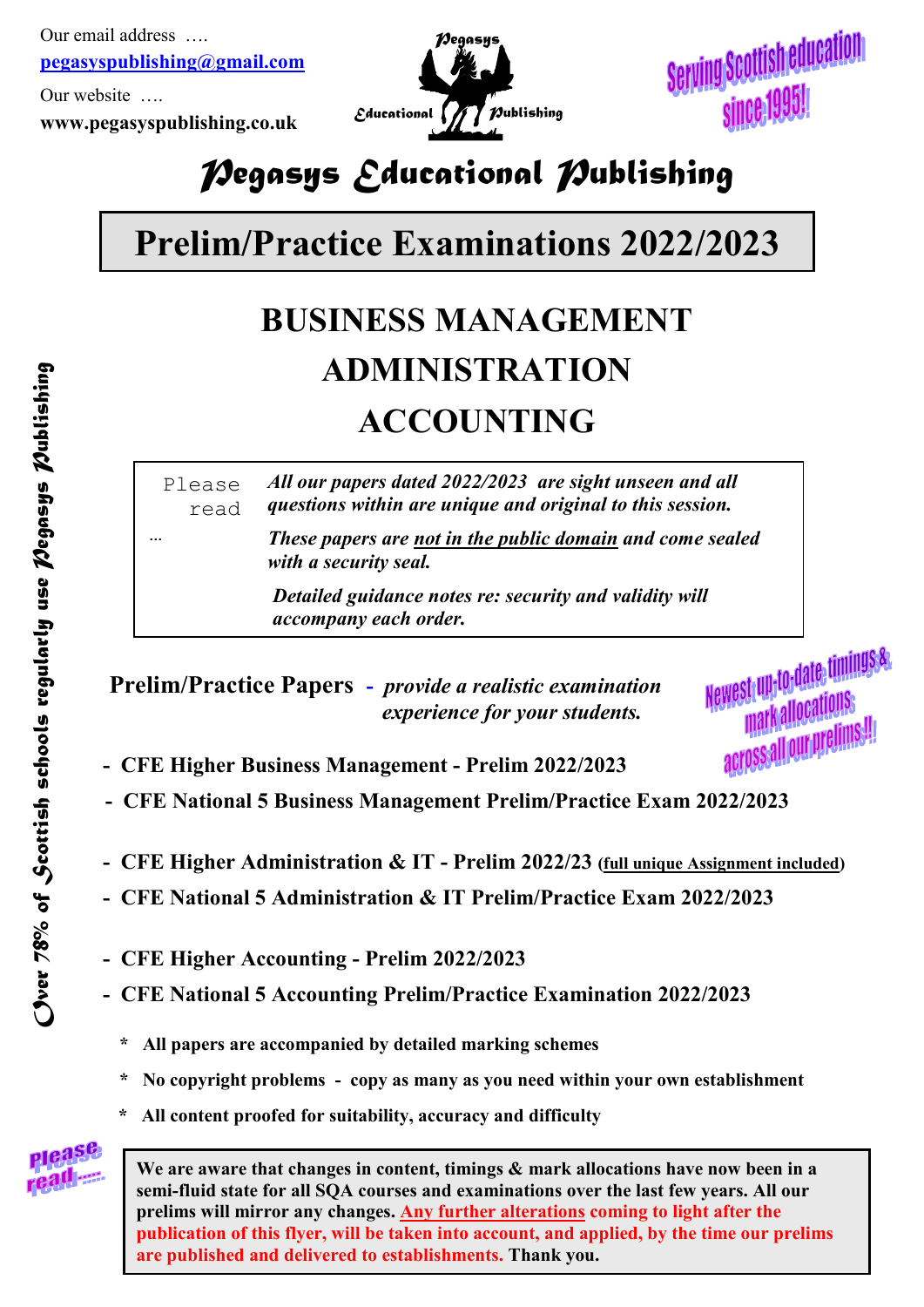Our email address ….

**pegasyspublishing@gmail.com**

Our website ….

**www.pegasyspublishing.co.uk**

Pegasys Educational Publishing

Serving Scottish education since 1995!

# Pegasys Educational Publishing

## Prelim/Practice Examinations 2022/2023

# BUSINESS MANAGEMENT
# ADMINISTRATION
# ACCOUNTING

Please read …

***All our papers dated 2022/2023 are sight unseen and all questions within are unique and original to this session.***

***These papers are not in the public domain and come sealed with a security seal.***

***Detailed guidance notes re: security and validity will accompany each order.***

**Prelim/Practice Papers** - *provide a realistic examination experience for your students.*

Newest up-to-date timings & mark allocations across all our prelims!!

- **CFE Higher Business Management - Prelim 2022/2023**
- **CFE National 5 Business Management Prelim/Practice Exam 2022/2023**

- **CFE Higher Administration & IT - Prelim 2022/23** (**full unique Assignment included**)
- **CFE National 5 Administration & IT Prelim/Practice Exam 2022/2023**

- **CFE Higher Accounting - Prelim 2022/2023**
- **CFE National 5 Accounting Prelim/Practice Examination 2022/2023**

  - **All papers are accompanied by detailed marking schemes**
  - **No copyright problems - copy as many as you need within your own establishment**
  - **All content proofed for suitability, accuracy and difficulty**

Please read ....

**We are aware that changes in content, timings & mark allocations have now been in a semi-fluid state for all SQA courses and examinations over the last few years. All our prelims will mirror any changes. Any further alterations coming to light after the publication of this flyer, will be taken into account, and applied, by the time our prelims are published and delivered to establishments. Thank you.**

Over 78% of Scottish schools regularly use Pegasys Publishing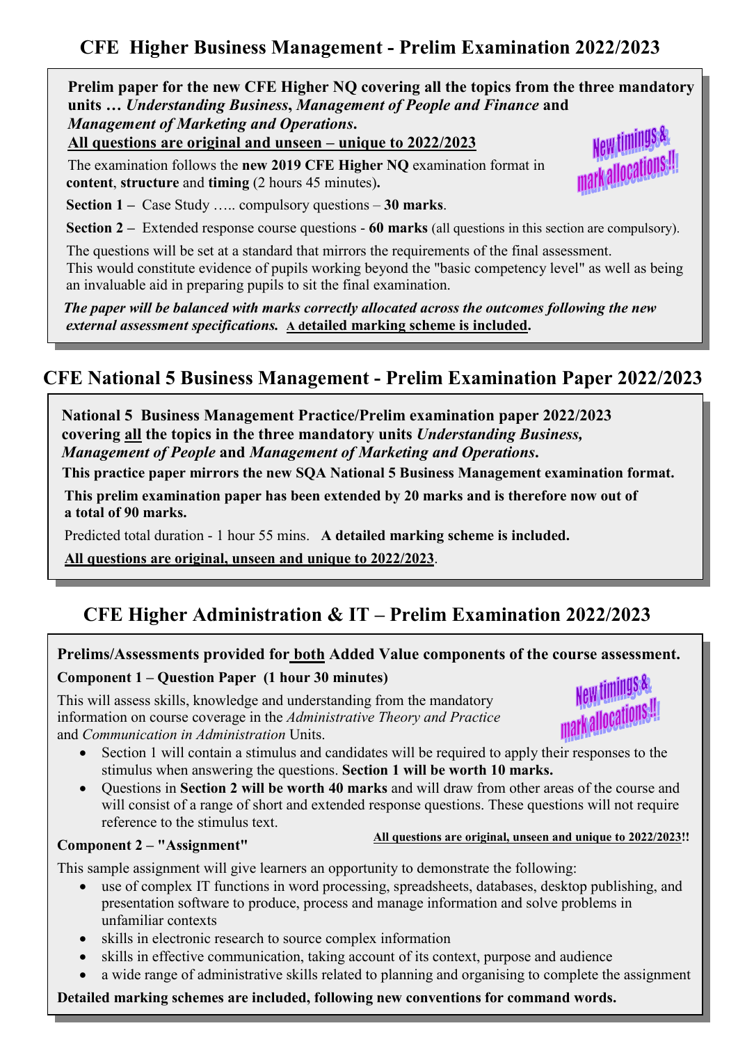## CFE Higher Business Management - Prelim Examination 2022/2023

**Prelim paper for the new CFE Higher NQ covering all the topics from the three mandatory units …** ***Understanding Business, Management of People and Finance*** **and** ***Management of Marketing and Operations.***

**All questions are original and unseen – unique to 2022/2023**

New timings & mark allocations!!

The examination follows the **new 2019 CFE Higher NQ** examination format in **content**, **structure** and **timing** (2 hours 45 minutes)**.**

**Section 1 –** Case Study ….. compulsory questions – **30 marks**.

**Section 2 –** Extended response course questions - **60 marks** (all questions in this section are compulsory).

The questions will be set at a standard that mirrors the requirements of the final assessment. This would constitute evidence of pupils working beyond the "basic competency level" as well as being an invaluable aid in preparing pupils to sit the final examination.

***The paper will be balanced with marks correctly allocated across the outcomes following the new external assessment specifications.*** **A detailed marking scheme is included.**

## CFE National 5 Business Management - Prelim Examination Paper 2022/2023

**National 5 Business Management Practice/Prelim examination paper 2022/2023 covering all the topics in the three mandatory units** ***Understanding Business, Management of People*** **and** ***Management of Marketing and Operations.***

**This practice paper mirrors the new SQA National 5 Business Management examination format.**

**This prelim examination paper has been extended by 20 marks and is therefore now out of a total of 90 marks.**

Predicted total duration - 1 hour 55 mins. **A detailed marking scheme is included.**

**All questions are original, unseen and unique to 2022/2023**.

## CFE Higher Administration & IT – Prelim Examination 2022/2023

**Prelims/Assessments provided for both Added Value components of the course assessment.**

**Component 1 – Question Paper (1 hour 30 minutes)**

New timings & mark allocations!!

This will assess skills, knowledge and understanding from the mandatory information on course coverage in the *Administrative Theory and Practice* and *Communication in Administration* Units.

- Section 1 will contain a stimulus and candidates will be required to apply their responses to the stimulus when answering the questions. **Section 1 will be worth 10 marks.**
- Questions in **Section 2 will be worth 40 marks** and will draw from other areas of the course and will consist of a range of short and extended response questions. These questions will not require reference to the stimulus text.

**All questions are original, unseen and unique to 2022/2023!!**

**Component 2 – "Assignment"**

This sample assignment will give learners an opportunity to demonstrate the following:

- use of complex IT functions in word processing, spreadsheets, databases, desktop publishing, and presentation software to produce, process and manage information and solve problems in unfamiliar contexts
- skills in electronic research to source complex information
- skills in effective communication, taking account of its context, purpose and audience
- a wide range of administrative skills related to planning and organising to complete the assignment

**Detailed marking schemes are included, following new conventions for command words.**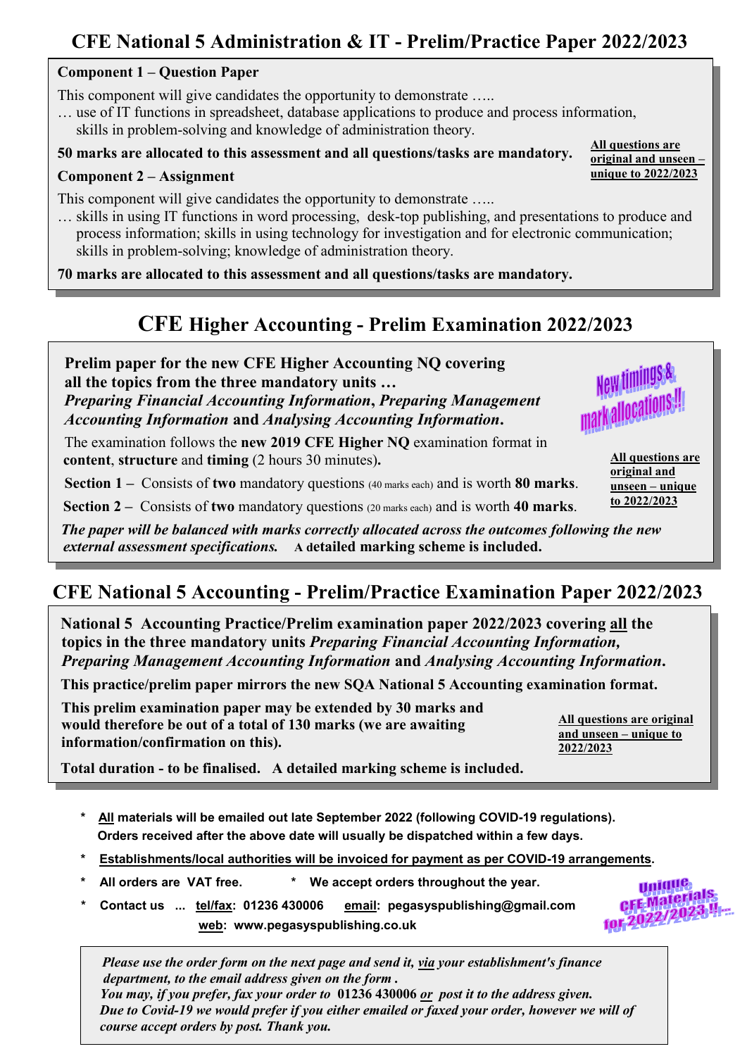## CFE National 5 Administration & IT - Prelim/Practice Paper 2022/2023

**Component 1 – Question Paper**

This component will give candidates the opportunity to demonstrate …..

… use of IT functions in spreadsheet, database applications to produce and process information, skills in problem-solving and knowledge of administration theory.

**50 marks are allocated to this assessment and all questions/tasks are mandatory.**

**All questions are original and unseen – unique to 2022/2023**

**Component 2 – Assignment**

This component will give candidates the opportunity to demonstrate …..

… skills in using IT functions in word processing, desk-top publishing, and presentations to produce and process information; skills in using technology for investigation and for electronic communication; skills in problem-solving; knowledge of administration theory.

**70 marks are allocated to this assessment and all questions/tasks are mandatory.**

## CFE Higher Accounting - Prelim Examination 2022/2023

**Prelim paper for the new CFE Higher Accounting NQ covering all the topics from the three mandatory units …** ***Preparing Financial Accounting Information*****,** ***Preparing Management Accounting Information*** **and** ***Analysing Accounting Information*****.**

New timings & mark allocations!!

The examination follows the **new 2019 CFE Higher NQ** examination format in **content**, **structure** and **timing** (2 hours 30 minutes)**.**

**Section 1 –** Consists of **two** mandatory questions (40 marks each) and is worth **80 marks**.

**Section 2 –** Consists of **two** mandatory questions (20 marks each) and is worth **40 marks**.

**All questions are original and unseen – unique to 2022/2023**

***The paper will be balanced with marks correctly allocated across the outcomes following the new external assessment specifications.*** **A detailed marking scheme is included.**

## CFE National 5 Accounting - Prelim/Practice Examination Paper 2022/2023

**National 5 Accounting Practice/Prelim examination paper 2022/2023 covering all the topics in the three mandatory units** ***Preparing Financial Accounting Information, Preparing Management Accounting Information*** **and** ***Analysing Accounting Information*****.**

**This practice/prelim paper mirrors the new SQA National 5 Accounting examination format.**

**This prelim examination paper may be extended by 30 marks and would therefore be out of a total of 130 marks (we are awaiting information/confirmation on this).**

**All questions are original and unseen – unique to 2022/2023**

**Total duration - to be finalised. A detailed marking scheme is included.**

- **All materials will be emailed out late September 2022 (following COVID-19 regulations). Orders received after the above date will usually be dispatched within a few days.**
- **Establishments/local authorities will be invoiced for payment as per COVID-19 arrangements.**
- **All orders are VAT free.**
- **We accept orders throughout the year.**
- **Contact us ... tel/fax: 01236 430006 email: pegasyspublishing@gmail.com web: www.pegasyspublishing.co.uk**

Unique CFE Materials for 2022/2023 !!...

*Please use the order form on the next page and send it, via your establishment's finance department, to the email address given on the form .*
*You may, if you prefer, fax your order to* **01236 430006** *or post it to the address given.*
*Due to Covid-19 we would prefer if you either emailed or faxed your order, however we will of course accept orders by post. Thank you.*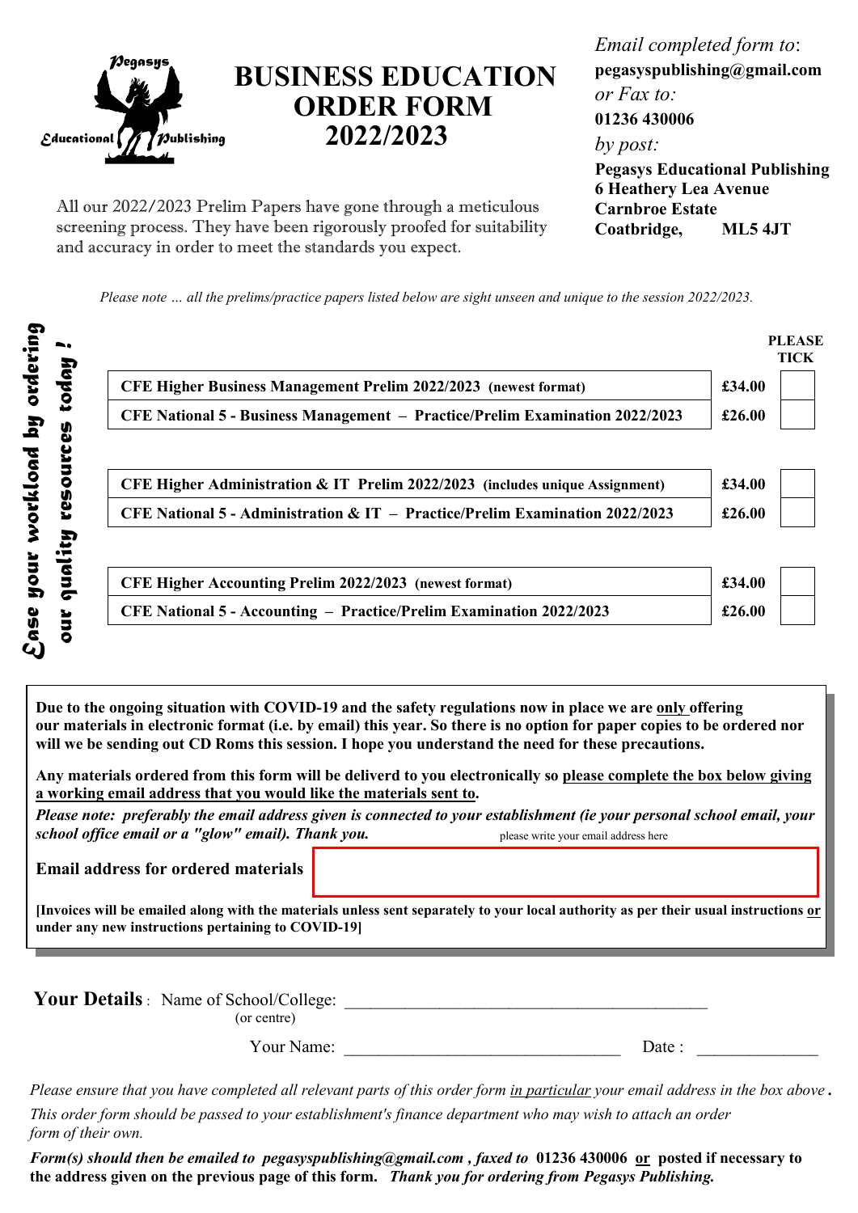Pegasys Educational Publishing

# BUSINESS EDUCATION ORDER FORM 2022/2023

*Email completed form to*:
**pegasyspublishing@gmail.com**
*or Fax to:*
**01236 430006**
*by post:*
**Pegasys Educational Publishing**
**6 Heathery Lea Avenue**
**Carnbroe Estate**
**Coatbridge, ML5 4JT**

All our 2022/2023 Prelim Papers have gone through a meticulous screening process. They have been rigorously proofed for suitability and accuracy in order to meet the standards you expect.

*Please note … all the prelims/practice papers listed below are sight unseen and unique to the session 2022/2023.*

*Ease your workload by ordering our quality resources today !*

| | | PLEASE TICK |
|---|---|---|
| **CFE Higher Business Management Prelim 2022/2023 (newest format)** | **£34.00** | |
| **CFE National 5 - Business Management – Practice/Prelim Examination 2022/2023** | **£26.00** | |
| **CFE Higher Administration & IT Prelim 2022/2023 (includes unique Assignment)** | **£34.00** | |
| **CFE National 5 - Administration & IT – Practice/Prelim Examination 2022/2023** | **£26.00** | |
| **CFE Higher Accounting Prelim 2022/2023 (newest format)** | **£34.00** | |
| **CFE National 5 - Accounting – Practice/Prelim Examination 2022/2023** | **£26.00** | |

**Due to the ongoing situation with COVID-19 and the safety regulations now in place we are only offering our materials in electronic format (i.e. by email) this year. So there is no option for paper copies to be ordered nor will we be sending out CD Roms this session. I hope you understand the need for these precautions.**

**Any materials ordered from this form will be deliverd to you electronically so please complete the box below giving a working email address that you would like the materials sent to.**

***Please note: preferably the email address given is connected to your establishment (ie your personal school email, your school office email or a "glow" email). Thank you.***

please write your email address here

**Email address for ordered materials** ______________________________

**[Invoices will be emailed along with the materials unless sent separately to your local authority as per their usual instructions or under any new instructions pertaining to COVID-19]**

**Your Details** : Name of School/College: ______________________________
(or centre)

Your Name: ______________________________ Date : ______________

*Please ensure that you have completed all relevant parts of this order form in particular your email address in the box above .*

*This order form should be passed to your establishment's finance department who may wish to attach an order form of their own.*

***Form(s) should then be emailed to pegasyspublishing@gmail.com , faxed to* 01236 430006 or posted if necessary to the address given on the previous page of this form. *Thank you for ordering from Pegasys Publishing.***